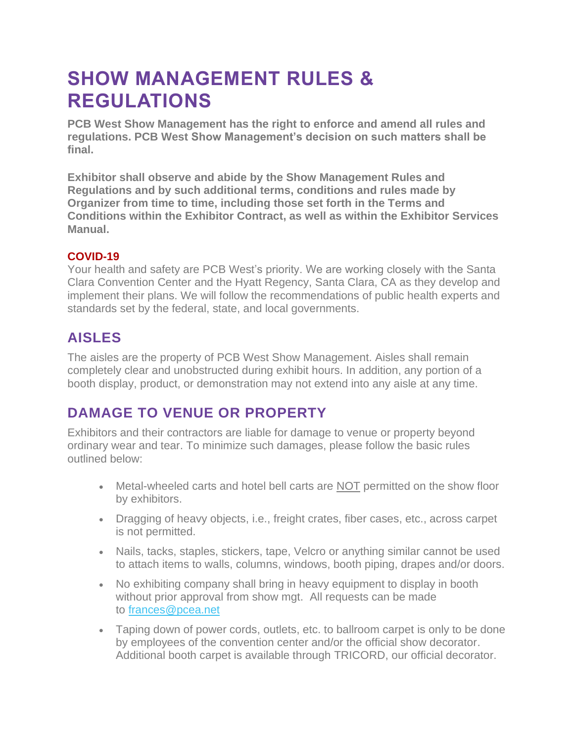# SHOW MANAGEMENT RULES & REGULATIONS

**PCB West Show Management has the right to enforce and amend all rules and regulations. PCB West Show Management's decision on such matters shall be final.**

**Exhibitor shall observe and abide by the Show Management Rules and Regulations and by such additional terms, conditions and rules made by Organizer from time to time, including those set forth in the Terms and Conditions within the Exhibitor Contract, as well as within the Exhibitor Services Manual.**

### COVID-19

Your health and safety are PCB West's priority. We are working closely with the Santa Clara Convention Center and the Hyatt Regency, Santa Clara, CA as they develop and implement their plans. We will follow the recommendations of public health experts and standards set by the federal, state, and local governments.

## AISLES

The aisles are the property of PCB West Show Management. Aisles shall remain completely clear and unobstructed during exhibit hours. In addition, any portion of a booth display, product, or demonstration may not extend into any aisle at any time.

## DAMAGE TO VENUE OR PROPERTY

Exhibitors and their contractors are liable for damage to venue or property beyond ordinary wear and tear. To minimize such damages, please follow the basic rules outlined below:

- Metal-wheeled carts and hotel bell carts are NOT permitted on the show floor by exhibitors.
- Dragging of heavy objects, i.e., freight crates, fiber cases, etc., across carpet is not permitted.
- Nails, tacks, staples, stickers, tape, Velcro or anything similar cannot be used to attach items to walls, columns, windows, booth piping, drapes and/or doors.
- No exhibiting company shall bring in heavy equipment to display in booth without prior approval from show mgt. All requests can be made to frances@pcea.net
- Taping down of power cords, outlets, etc. to ballroom carpet is only to be done by employees of the convention center and/or the official show decorator. Additional booth carpet is available through TRICORD, our official decorator.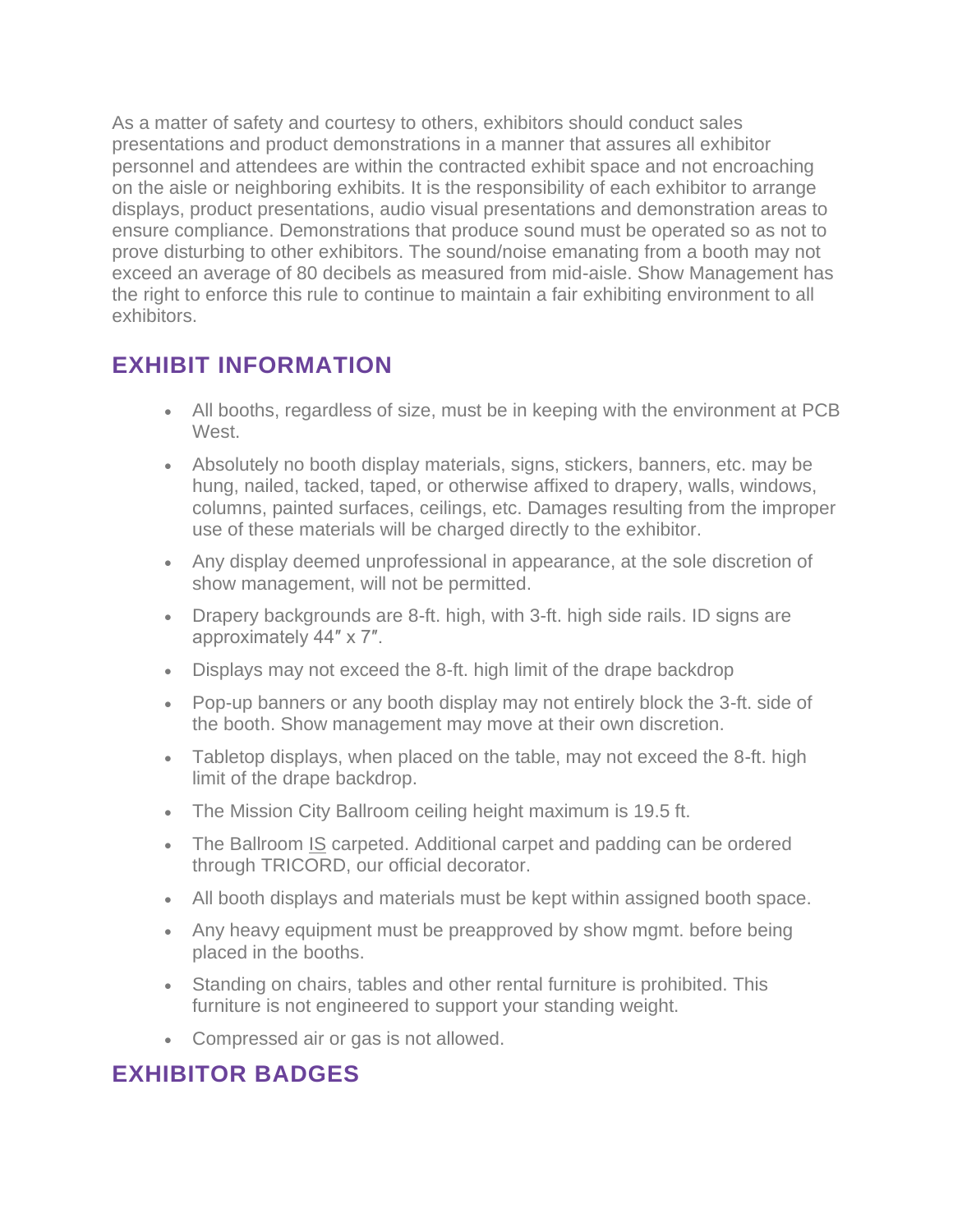As a matter of safety and courtesy to others, exhibitors should conduct sales presentations and product demonstrations in a manner that assures all exhibitor personnel and attendees are within the contracted exhibit space and not encroaching on the aisle or neighboring exhibits. It is the responsibility of each exhibitor to arrange displays, product presentations, audio visual presentations and demonstration areas to ensure compliance. Demonstrations that produce sound must be operated so as not to prove disturbing to other exhibitors. The sound/noise emanating from a booth may not exceed an average of 80 decibels as measured from mid-aisle. Show Management has the right to enforce this rule to continue to maintain a fair exhibiting environment to all exhibitors.

## EXHIBIT INFORMATION

- All booths, regardless of size, must be in keeping with the environment at PCB West.
- Absolutely no booth display materials, signs, stickers, banners, etc. may be hung, nailed, tacked, taped, or otherwise affixed to drapery, walls, windows, columns, painted surfaces, ceilings, etc. Damages resulting from the improper use of these materials will be charged directly to the exhibitor.
- Any display deemed unprofessional in appearance, at the sole discretion of show management, will not be permitted.
- Drapery backgrounds are 8-ft. high, with 3-ft. high side rails. ID signs are approximately 44″ x 7″.
- Displays may not exceed the 8-ft. high limit of the drape backdrop
- Pop-up banners or any booth display may not entirely block the 3-ft. side of the booth. Show management may move at their own discretion.
- Tabletop displays, when placed on the table, may not exceed the 8-ft. high limit of the drape backdrop.
- The Mission City Ballroom ceiling height maximum is 19.5 ft.
- The Ballroom IS carpeted. Additional carpet and padding can be ordered through TRICORD, our official decorator.
- All booth displays and materials must be kept within assigned booth space.
- Any heavy equipment must be preapproved by show mgmt. before being placed in the booths.
- Standing on chairs, tables and other rental furniture is prohibited. This furniture is not engineered to support your standing weight.
- Compressed air or gas is not allowed.

## EXHIBITOR BADGES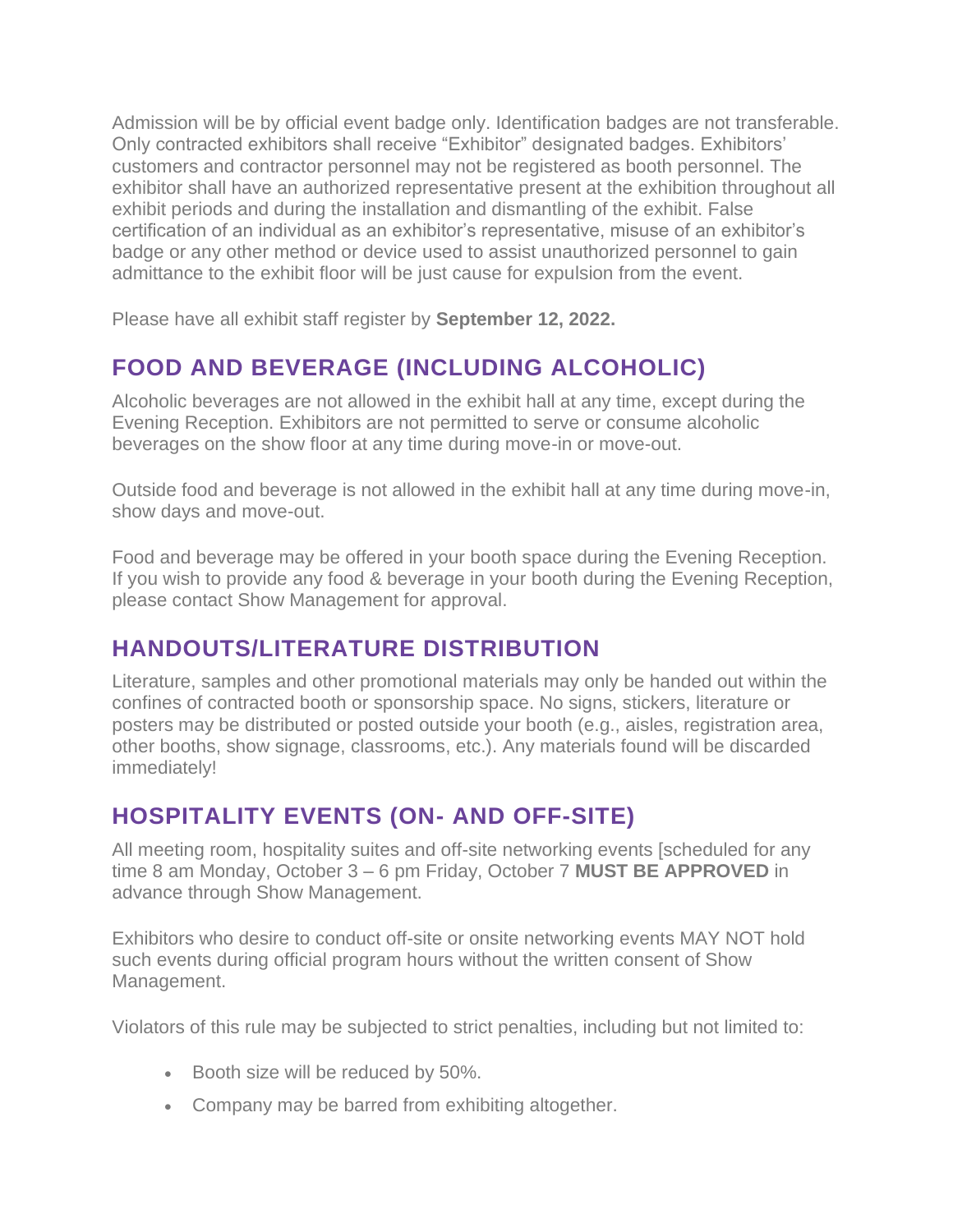Admission will be by official event badge only. Identification badges are not transferable. Only contracted exhibitors shall receive "Exhibitor" designated badges. Exhibitors' customers and contractor personnel may not be registered as booth personnel. The exhibitor shall have an authorized representative present at the exhibition throughout all exhibit periods and during the installation and dismantling of the exhibit. False certification of an individual as an exhibitor's representative, misuse of an exhibitor's badge or any other method or device used to assist unauthorized personnel to gain admittance to the exhibit floor will be just cause for expulsion from the event.

Please have all exhibit staff register by **September 12, 2022.**

## FOOD AND BEVERAGE (INCLUDING ALCOHOLIC)

Alcoholic beverages are not allowed in the exhibit hall at any time, except during the Evening Reception. Exhibitors are not permitted to serve or consume alcoholic beverages on the show floor at any time during move-in or move-out.

Outside food and beverage is not allowed in the exhibit hall at any time during move-in, show days and move-out.

Food and beverage may be offered in your booth space during the Evening Reception. If you wish to provide any food & beverage in your booth during the Evening Reception, please contact Show Management for approval.

## HANDOUTS/LITERATURE DISTRIBUTION

Literature, samples and other promotional materials may only be handed out within the confines of contracted booth or sponsorship space. No signs, stickers, literature or posters may be distributed or posted outside your booth (e.g., aisles, registration area, other booths, show signage, classrooms, etc.). Any materials found will be discarded immediately!

## HOSPITALITY EVENTS (ON- AND OFF-SITE)

All meeting room, hospitality suites and off-site networking events [scheduled for any time 8 am Monday, October 3 – 6 pm Friday, October 7 **MUST BE APPROVED** in advance through Show Management.

Exhibitors who desire to conduct off-site or onsite networking events MAY NOT hold such events during official program hours without the written consent of Show Management.

Violators of this rule may be subjected to strict penalties, including but not limited to:

- Booth size will be reduced by 50%.
- Company may be barred from exhibiting altogether.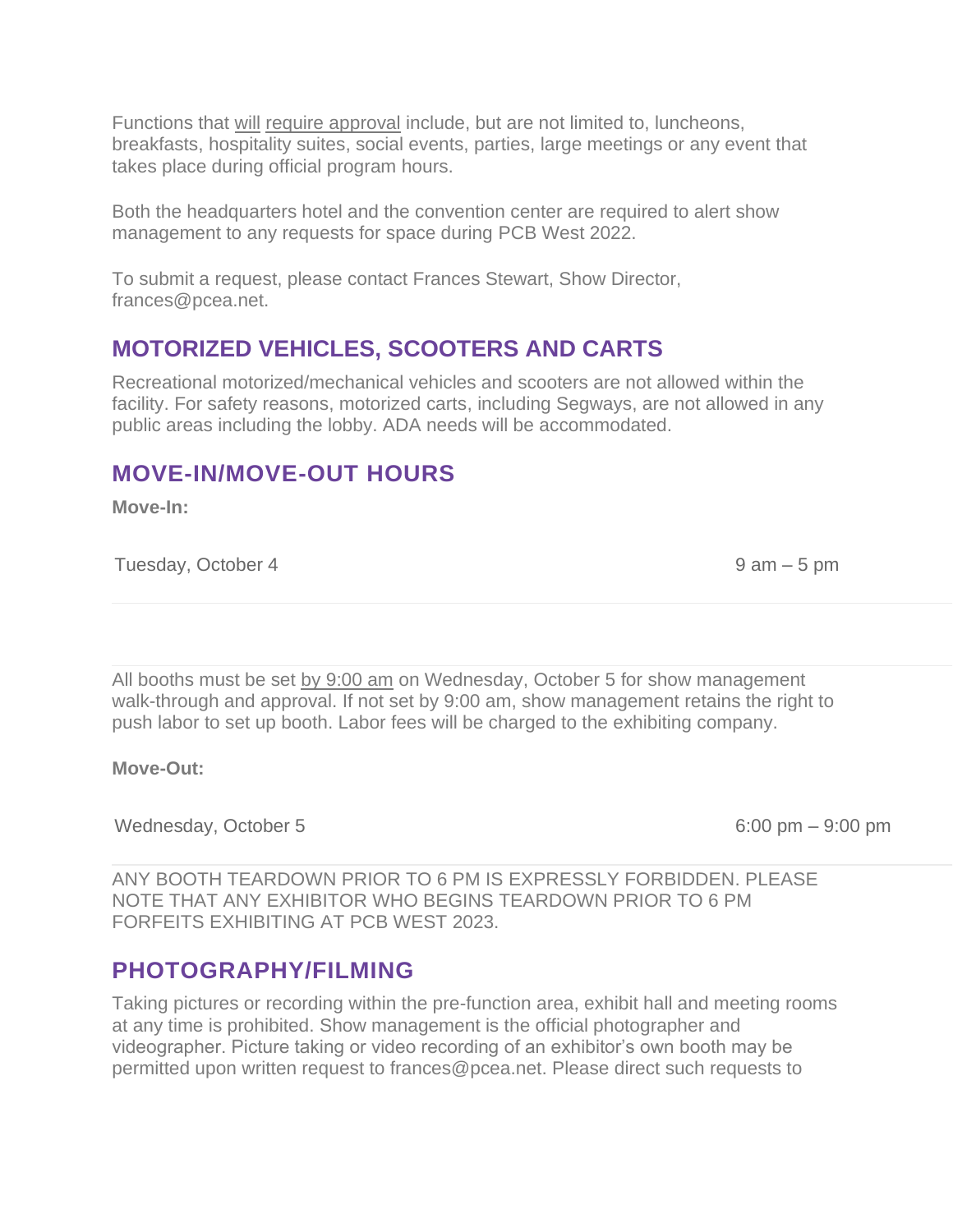Functions that will require approval include, but are not limited to, luncheons, breakfasts, hospitality suites, social events, parties, large meetings or any event that takes place during official program hours.

Both the headquarters hotel and the convention center are required to alert show management to any requests for space during PCB West 2022.

To submit a request, please contact Frances Stewart, Show Director, frances@pcea.net.

## MOTORIZED VEHICLES, SCOOTERS AND CARTS

Recreational motorized/mechanical vehicles and scooters are not allowed within the facility. For safety reasons, motorized carts, including Segways, are not allowed in any public areas including the lobby. ADA needs will be accommodated.

## MOVE-IN/MOVE-OUT HOURS

**Move-In:**

| | |
|---|---|
| Tuesday, October 4 | 9 am – 5 pm |

All booths must be set by 9:00 am on Wednesday, October 5 for show management walk-through and approval. If not set by 9:00 am, show management retains the right to push labor to set up booth. Labor fees will be charged to the exhibiting company.

**Move-Out:**

| | |
|---|---|
| Wednesday, October 5 | 6:00 pm – 9:00 pm |

ANY BOOTH TEARDOWN PRIOR TO 6 PM IS EXPRESSLY FORBIDDEN. PLEASE NOTE THAT ANY EXHIBITOR WHO BEGINS TEARDOWN PRIOR TO 6 PM FORFEITS EXHIBITING AT PCB WEST 2023.

## PHOTOGRAPHY/FILMING

Taking pictures or recording within the pre-function area, exhibit hall and meeting rooms at any time is prohibited. Show management is the official photographer and videographer. Picture taking or video recording of an exhibitor's own booth may be permitted upon written request to frances@pcea.net. Please direct such requests to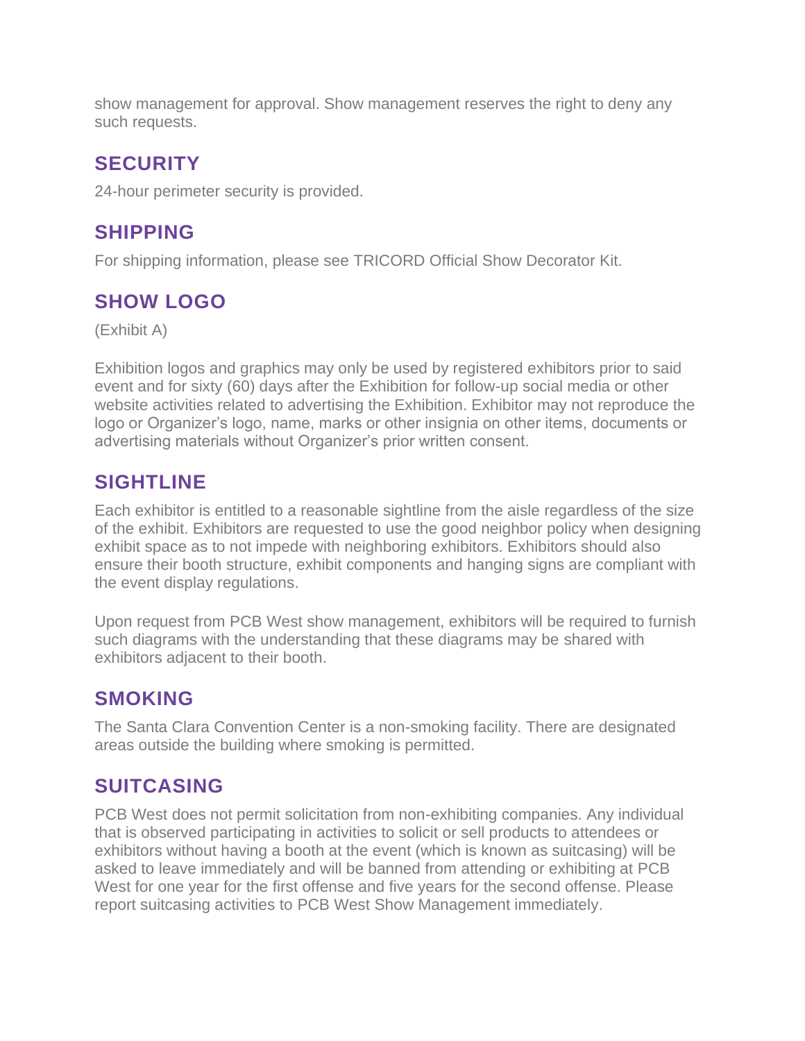show management for approval. Show management reserves the right to deny any such requests.

## SECURITY

24-hour perimeter security is provided.

## SHIPPING

For shipping information, please see TRICORD Official Show Decorator Kit.

## SHOW LOGO

(Exhibit A)

Exhibition logos and graphics may only be used by registered exhibitors prior to said event and for sixty (60) days after the Exhibition for follow-up social media or other website activities related to advertising the Exhibition. Exhibitor may not reproduce the logo or Organizer's logo, name, marks or other insignia on other items, documents or advertising materials without Organizer's prior written consent.

## SIGHTLINE

Each exhibitor is entitled to a reasonable sightline from the aisle regardless of the size of the exhibit. Exhibitors are requested to use the good neighbor policy when designing exhibit space as to not impede with neighboring exhibitors. Exhibitors should also ensure their booth structure, exhibit components and hanging signs are compliant with the event display regulations.

Upon request from PCB West show management, exhibitors will be required to furnish such diagrams with the understanding that these diagrams may be shared with exhibitors adjacent to their booth.

## SMOKING

The Santa Clara Convention Center is a non-smoking facility. There are designated areas outside the building where smoking is permitted.

## SUITCASING

PCB West does not permit solicitation from non-exhibiting companies. Any individual that is observed participating in activities to solicit or sell products to attendees or exhibitors without having a booth at the event (which is known as suitcasing) will be asked to leave immediately and will be banned from attending or exhibiting at PCB West for one year for the first offense and five years for the second offense. Please report suitcasing activities to PCB West Show Management immediately.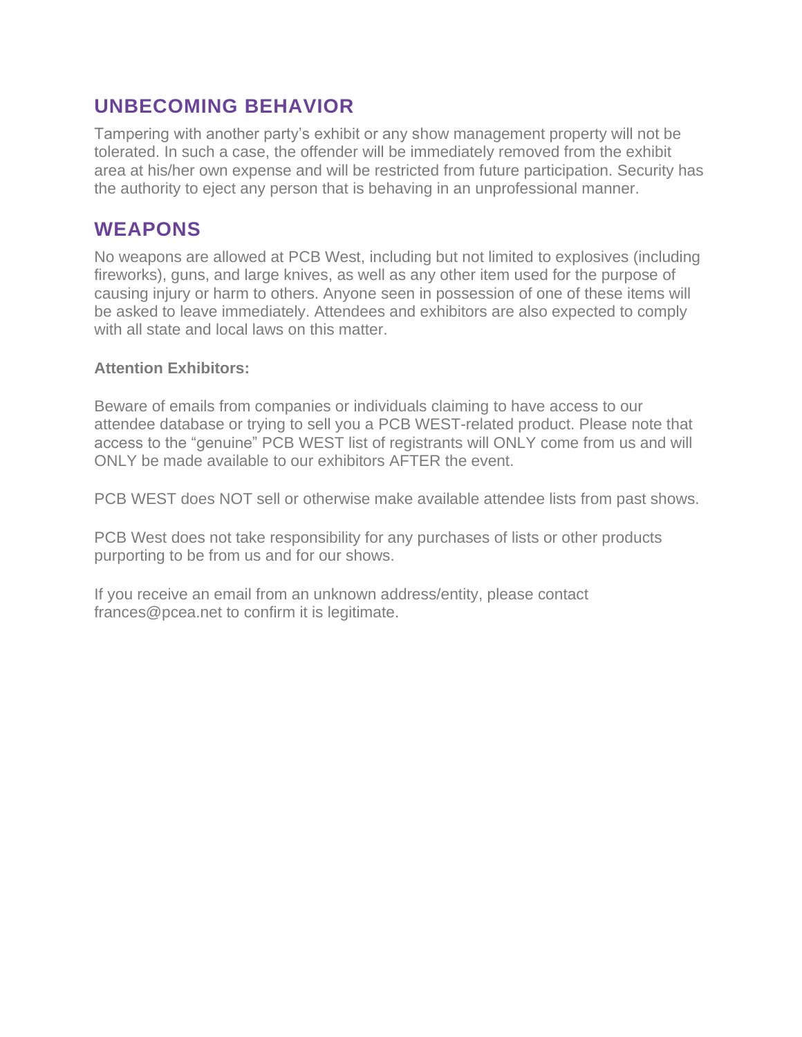## UNBECOMING BEHAVIOR

Tampering with another party's exhibit or any show management property will not be tolerated. In such a case, the offender will be immediately removed from the exhibit area at his/her own expense and will be restricted from future participation. Security has the authority to eject any person that is behaving in an unprofessional manner.

## WEAPONS

No weapons are allowed at PCB West, including but not limited to explosives (including fireworks), guns, and large knives, as well as any other item used for the purpose of causing injury or harm to others. Anyone seen in possession of one of these items will be asked to leave immediately. Attendees and exhibitors are also expected to comply with all state and local laws on this matter.

**Attention Exhibitors:**

Beware of emails from companies or individuals claiming to have access to our attendee database or trying to sell you a PCB WEST-related product. Please note that access to the "genuine" PCB WEST list of registrants will ONLY come from us and will ONLY be made available to our exhibitors AFTER the event.

PCB WEST does NOT sell or otherwise make available attendee lists from past shows.

PCB West does not take responsibility for any purchases of lists or other products purporting to be from us and for our shows.

If you receive an email from an unknown address/entity, please contact frances@pcea.net to confirm it is legitimate.